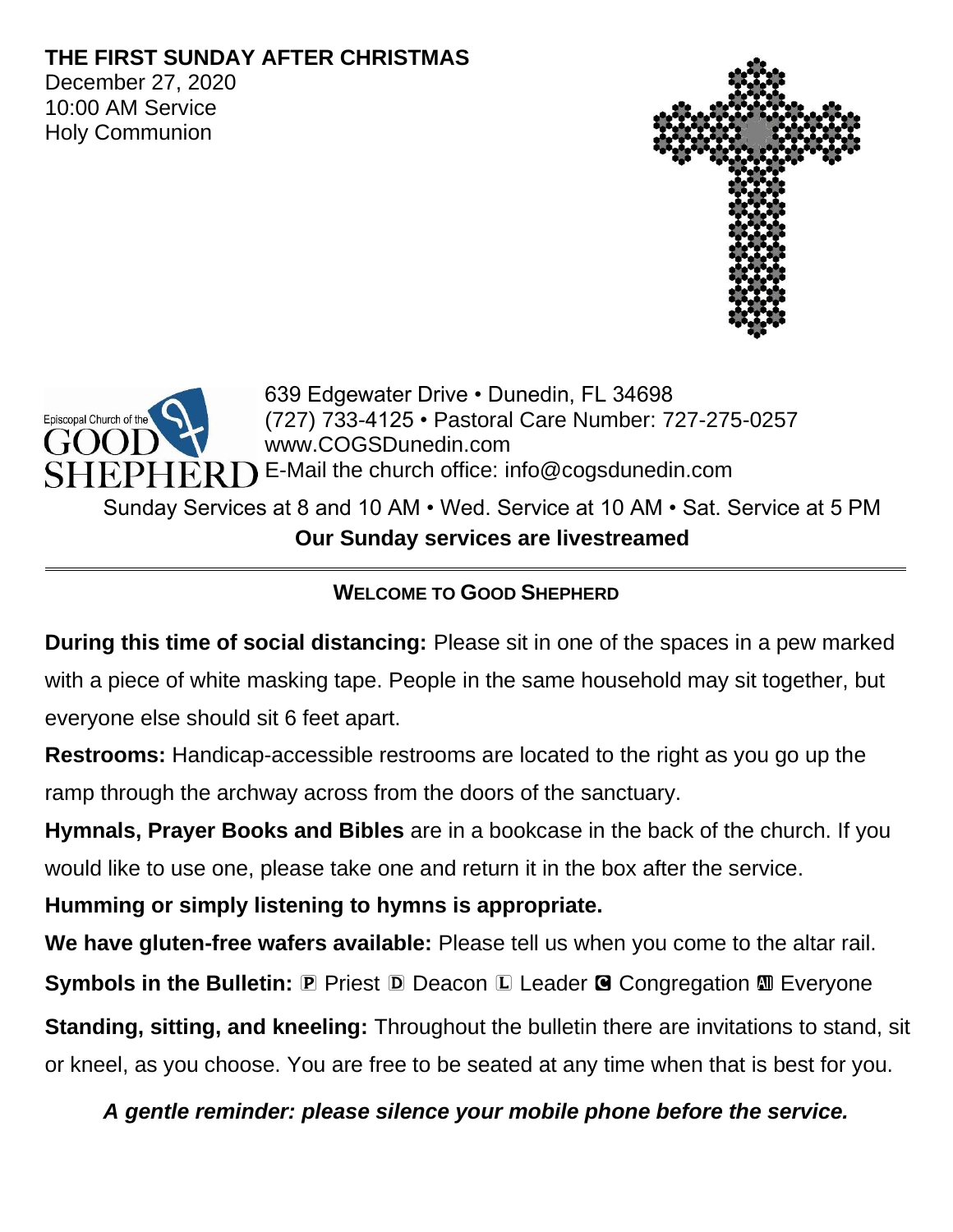# THE FIRST SUNDAY AFTER CHRISTMAS

December 27, 2020
10:00 AM Service
Holy Communion

Episcopal Church of the GOOD SHEPHERD

639 Edgewater Drive • Dunedin, FL 34698
(727) 733-4125 • Pastoral Care Number: 727-275-0257
www.COGSDunedin.com
E-Mail the church office: info@cogsdunedin.com

Sunday Services at 8 and 10 AM • Wed. Service at 10 AM • Sat. Service at 5 PM

**Our Sunday services are livestreamed**

---

## WELCOME TO GOOD SHEPHERD

**During this time of social distancing:** Please sit in one of the spaces in a pew marked with a piece of white masking tape. People in the same household may sit together, but everyone else should sit 6 feet apart.

**Restrooms:** Handicap-accessible restrooms are located to the right as you go up the ramp through the archway across from the doors of the sanctuary.

**Hymnals, Prayer Books and Bibles** are in a bookcase in the back of the church. If you would like to use one, please take one and return it in the box after the service.

**Humming or simply listening to hymns is appropriate.**

**We have gluten-free wafers available:** Please tell us when you come to the altar rail.

**Symbols in the Bulletin:** Ⓟ Priest Ⓓ Deacon Ⓛ Leader Ⓒ Congregation Ⓐ Everyone

**Standing, sitting, and kneeling:** Throughout the bulletin there are invitations to stand, sit or kneel, as you choose. You are free to be seated at any time when that is best for you.

***A gentle reminder: please silence your mobile phone before the service.***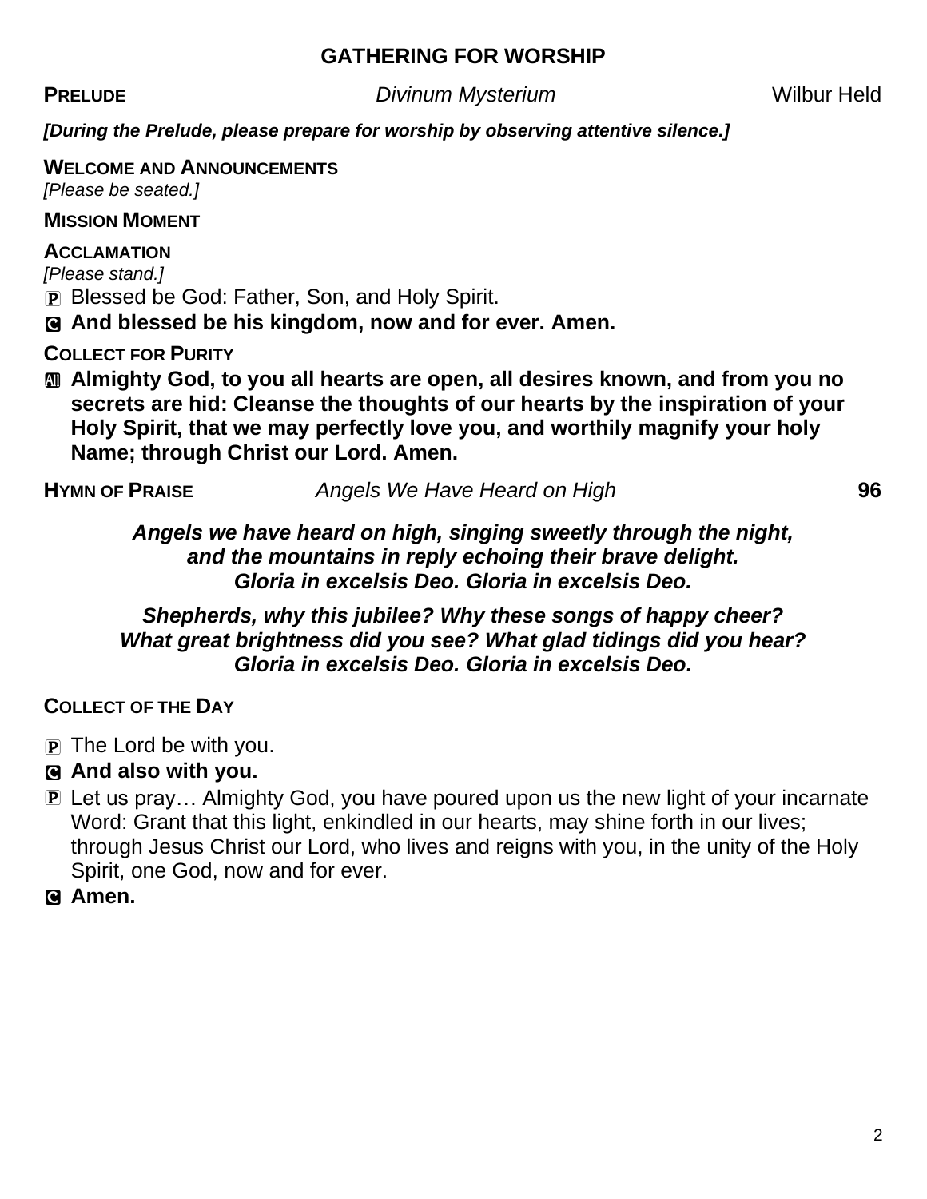## GATHERING FOR WORSHIP

**PRELUDE** *Divinum Mysterium* Wilbur Held

***[During the Prelude, please prepare for worship by observing attentive silence.]***

**WELCOME AND ANNOUNCEMENTS**
*[Please be seated.]*

**MISSION MOMENT**

**ACCLAMATION**
*[Please stand.]*

P Blessed be God: Father, Son, and Holy Spirit.

**C And blessed be his kingdom, now and for ever. Amen.**

**COLLECT FOR PURITY**

**All Almighty God, to you all hearts are open, all desires known, and from you no secrets are hid: Cleanse the thoughts of our hearts by the inspiration of your Holy Spirit, that we may perfectly love you, and worthily magnify your holy Name; through Christ our Lord. Amen.**

**HYMN OF PRAISE** *Angels We Have Heard on High* **96**

***Angels we have heard on high, singing sweetly through the night,***
***and the mountains in reply echoing their brave delight.***
***Gloria in excelsis Deo. Gloria in excelsis Deo.***

***Shepherds, why this jubilee? Why these songs of happy cheer?***
***What great brightness did you see? What glad tidings did you hear?***
***Gloria in excelsis Deo. Gloria in excelsis Deo.***

**COLLECT OF THE DAY**

P The Lord be with you.

**C And also with you.**

P Let us pray… Almighty God, you have poured upon us the new light of your incarnate Word: Grant that this light, enkindled in our hearts, may shine forth in our lives; through Jesus Christ our Lord, who lives and reigns with you, in the unity of the Holy Spirit, one God, now and for ever.

**C Amen.**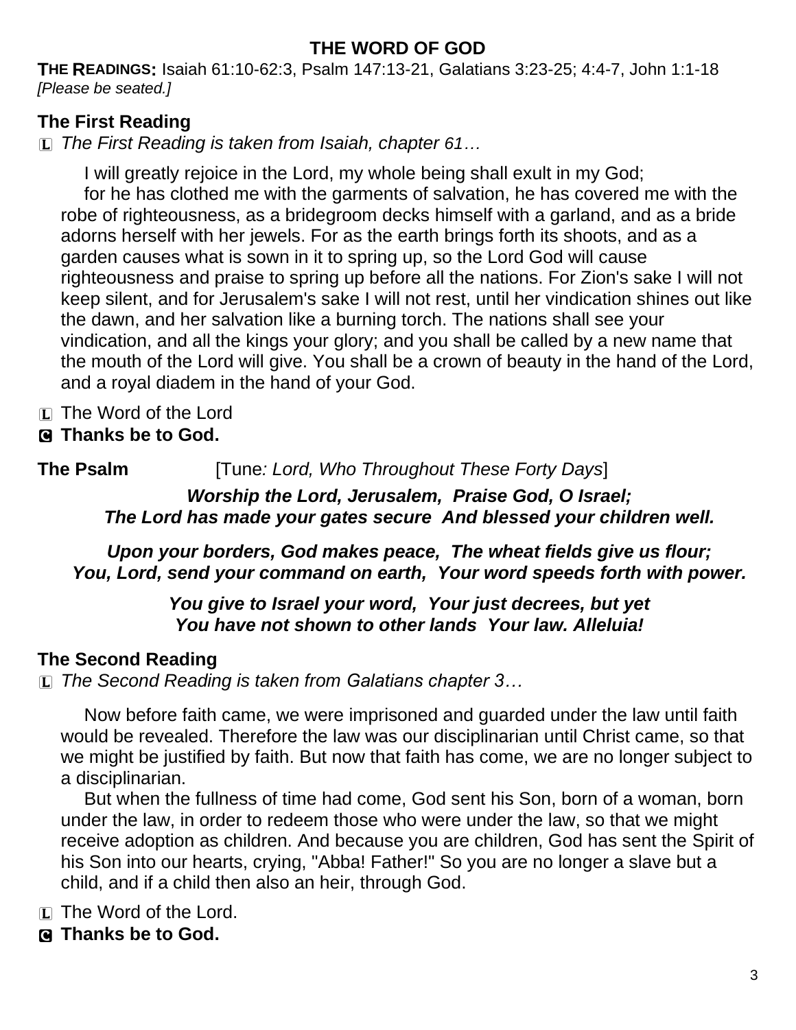## THE WORD OF GOD

**THE READINGS:** Isaiah 61:10-62:3, Psalm 147:13-21, Galatians 3:23-25; 4:4-7, John 1:1-18
*[Please be seated.]*

### The First Reading

L *The First Reading is taken from Isaiah, chapter 61…*

I will greatly rejoice in the Lord, my whole being shall exult in my God;
for he has clothed me with the garments of salvation, he has covered me with the robe of righteousness, as a bridegroom decks himself with a garland, and as a bride adorns herself with her jewels. For as the earth brings forth its shoots, and as a garden causes what is sown in it to spring up, so the Lord God will cause righteousness and praise to spring up before all the nations. For Zion's sake I will not keep silent, and for Jerusalem's sake I will not rest, until her vindication shines out like the dawn, and her salvation like a burning torch. The nations shall see your vindication, and all the kings your glory; and you shall be called by a new name that the mouth of the Lord will give. You shall be a crown of beauty in the hand of the Lord, and a royal diadem in the hand of your God.

L The Word of the Lord
C **Thanks be to God.**

**The Psalm** [Tune*: Lord, Who Throughout These Forty Days*]

***Worship the Lord, Jerusalem, Praise God, O Israel;***
***The Lord has made your gates secure And blessed your children well.***

***Upon your borders, God makes peace, The wheat fields give us flour;***
***You, Lord, send your command on earth, Your word speeds forth with power.***

***You give to Israel your word, Your just decrees, but yet***
***You have not shown to other lands Your law. Alleluia!***

### The Second Reading

L *The Second Reading is taken from Galatians chapter 3…*

Now before faith came, we were imprisoned and guarded under the law until faith would be revealed. Therefore the law was our disciplinarian until Christ came, so that we might be justified by faith. But now that faith has come, we are no longer subject to a disciplinarian.

But when the fullness of time had come, God sent his Son, born of a woman, born under the law, in order to redeem those who were under the law, so that we might receive adoption as children. And because you are children, God has sent the Spirit of his Son into our hearts, crying, "Abba! Father!" So you are no longer a slave but a child, and if a child then also an heir, through God.

L The Word of the Lord.
C **Thanks be to God.**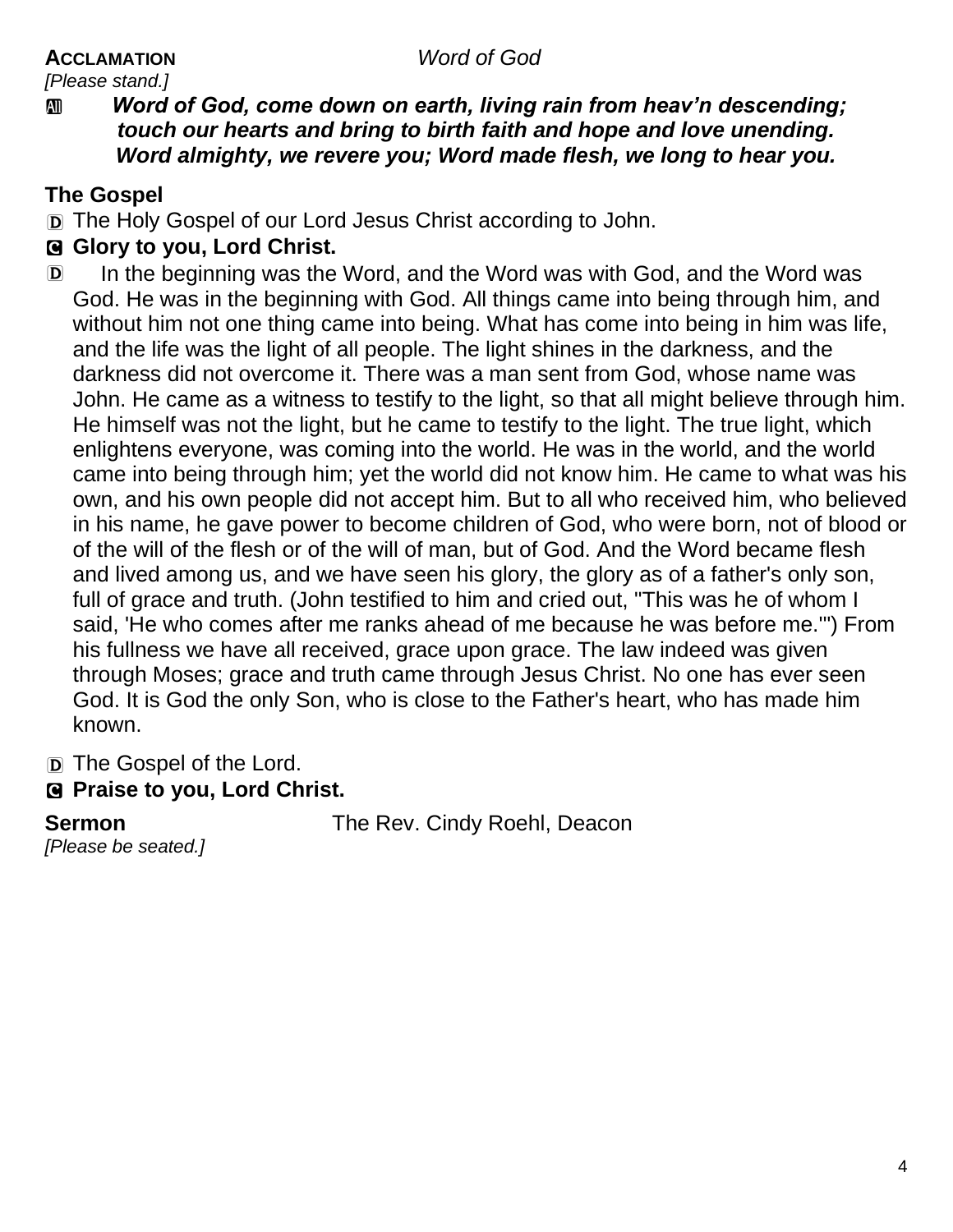**ACCLAMATION** *Word of God*

*[Please stand.]*

Ⓐ ***Word of God, come down on earth, living rain from heav'n descending; touch our hearts and bring to birth faith and hope and love unending. Word almighty, we revere you; Word made flesh, we long to hear you.***

## The Gospel

Ⓓ The Holy Gospel of our Lord Jesus Christ according to John.

Ⓒ **Glory to you, Lord Christ.**

Ⓓ In the beginning was the Word, and the Word was with God, and the Word was God. He was in the beginning with God. All things came into being through him, and without him not one thing came into being. What has come into being in him was life, and the life was the light of all people. The light shines in the darkness, and the darkness did not overcome it. There was a man sent from God, whose name was John. He came as a witness to testify to the light, so that all might believe through him. He himself was not the light, but he came to testify to the light. The true light, which enlightens everyone, was coming into the world. He was in the world, and the world came into being through him; yet the world did not know him. He came to what was his own, and his own people did not accept him. But to all who received him, who believed in his name, he gave power to become children of God, who were born, not of blood or of the will of the flesh or of the will of man, but of God. And the Word became flesh and lived among us, and we have seen his glory, the glory as of a father's only son, full of grace and truth. (John testified to him and cried out, "This was he of whom I said, 'He who comes after me ranks ahead of me because he was before me.'") From his fullness we have all received, grace upon grace. The law indeed was given through Moses; grace and truth came through Jesus Christ. No one has ever seen God. It is God the only Son, who is close to the Father's heart, who has made him known.

Ⓓ The Gospel of the Lord.

Ⓒ **Praise to you, Lord Christ.**

**Sermon** The Rev. Cindy Roehl, Deacon

*[Please be seated.]*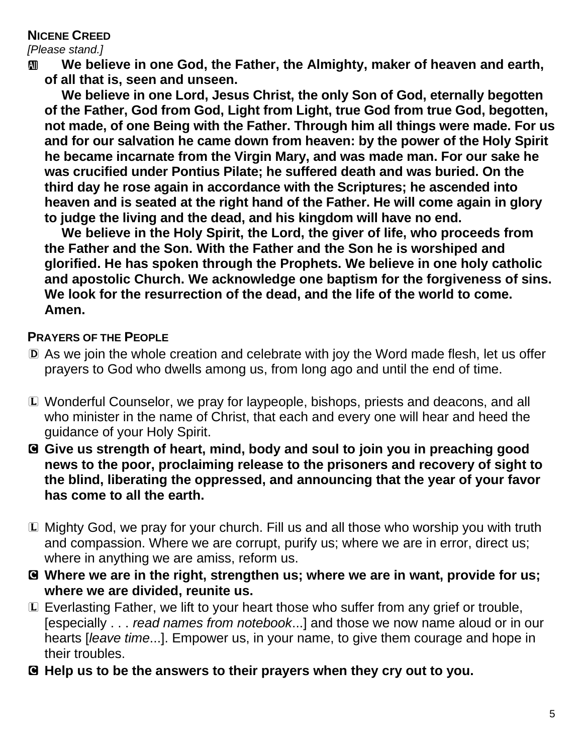**NICENE CREED**

*[Please stand.]*

**All** **We believe in one God, the Father, the Almighty, maker of heaven and earth, of all that is, seen and unseen.**

**We believe in one Lord, Jesus Christ, the only Son of God, eternally begotten of the Father, God from God, Light from Light, true God from true God, begotten, not made, of one Being with the Father. Through him all things were made. For us and for our salvation he came down from heaven: by the power of the Holy Spirit he became incarnate from the Virgin Mary, and was made man. For our sake he was crucified under Pontius Pilate; he suffered death and was buried. On the third day he rose again in accordance with the Scriptures; he ascended into heaven and is seated at the right hand of the Father. He will come again in glory to judge the living and the dead, and his kingdom will have no end.**

**We believe in the Holy Spirit, the Lord, the giver of life, who proceeds from the Father and the Son. With the Father and the Son he is worshiped and glorified. He has spoken through the Prophets. We believe in one holy catholic and apostolic Church. We acknowledge one baptism for the forgiveness of sins. We look for the resurrection of the dead, and the life of the world to come. Amen.**

**PRAYERS OF THE PEOPLE**

D As we join the whole creation and celebrate with joy the Word made flesh, let us offer prayers to God who dwells among us, from long ago and until the end of time.

L Wonderful Counselor, we pray for laypeople, bishops, priests and deacons, and all who minister in the name of Christ, that each and every one will hear and heed the guidance of your Holy Spirit.

**C Give us strength of heart, mind, body and soul to join you in preaching good news to the poor, proclaiming release to the prisoners and recovery of sight to the blind, liberating the oppressed, and announcing that the year of your favor has come to all the earth.**

L Mighty God, we pray for your church. Fill us and all those who worship you with truth and compassion. Where we are corrupt, purify us; where we are in error, direct us; where in anything we are amiss, reform us.

**C Where we are in the right, strengthen us; where we are in want, provide for us; where we are divided, reunite us.**

L Everlasting Father, we lift to your heart those who suffer from any grief or trouble, [especially . . . *read names from notebook*...] and those we now name aloud or in our hearts [*leave time*...]. Empower us, in your name, to give them courage and hope in their troubles.

**C Help us to be the answers to their prayers when they cry out to you.**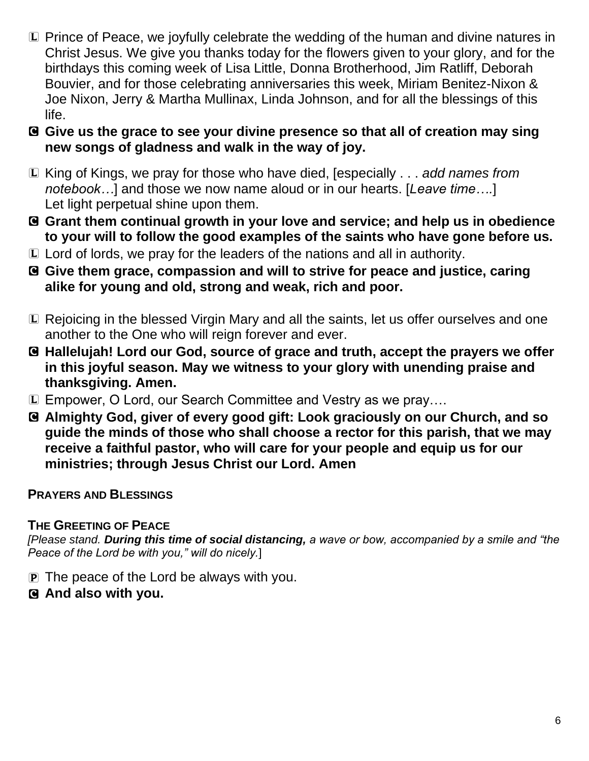L Prince of Peace, we joyfully celebrate the wedding of the human and divine natures in Christ Jesus. We give you thanks today for the flowers given to your glory, and for the birthdays this coming week of Lisa Little, Donna Brotherhood, Jim Ratliff, Deborah Bouvier, and for those celebrating anniversaries this week, Miriam Benitez-Nixon & Joe Nixon, Jerry & Martha Mullinax, Linda Johnson, and for all the blessings of this life.

**C Give us the grace to see your divine presence so that all of creation may sing new songs of gladness and walk in the way of joy.**

L King of Kings, we pray for those who have died, [especially . . . *add names from notebook…*] and those we now name aloud or in our hearts. [*Leave time….*]
Let light perpetual shine upon them.

**C Grant them continual growth in your love and service; and help us in obedience to your will to follow the good examples of the saints who have gone before us.**

L Lord of lords, we pray for the leaders of the nations and all in authority.

**C Give them grace, compassion and will to strive for peace and justice, caring alike for young and old, strong and weak, rich and poor.**

L Rejoicing in the blessed Virgin Mary and all the saints, let us offer ourselves and one another to the One who will reign forever and ever.

**C Hallelujah! Lord our God, source of grace and truth, accept the prayers we offer in this joyful season. May we witness to your glory with unending praise and thanksgiving. Amen.**

L Empower, O Lord, our Search Committee and Vestry as we pray….

**C Almighty God, giver of every good gift: Look graciously on our Church, and so guide the minds of those who shall choose a rector for this parish, that we may receive a faithful pastor, who will care for your people and equip us for our ministries; through Jesus Christ our Lord. Amen**

**PRAYERS AND BLESSINGS**

**THE GREETING OF PEACE**

*[Please stand. **During this time of social distancing,** a wave or bow, accompanied by a smile and "the Peace of the Lord be with you," will do nicely.*]

P The peace of the Lord be always with you.

**C And also with you.**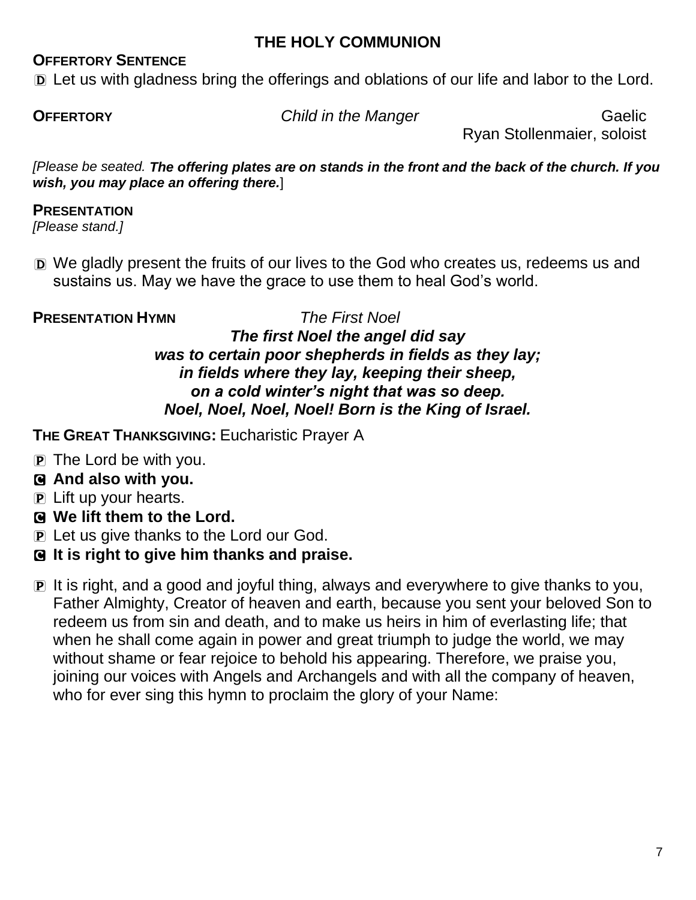## THE HOLY COMMUNION

**OFFERTORY SENTENCE**

D Let us with gladness bring the offerings and oblations of our life and labor to the Lord.

**OFFERTORY** *Child in the Manger* Gaelic
Ryan Stollenmaier, soloist

*[Please be seated.* ***The offering plates are on stands in the front and the back of the church. If you wish, you may place an offering there.*** ]

**PRESENTATION**
*[Please stand.]*

D We gladly present the fruits of our lives to the God who creates us, redeems us and sustains us. May we have the grace to use them to heal God's world.

**PRESENTATION HYMN** *The First Noel*

***The first Noel the angel did say***
***was to certain poor shepherds in fields as they lay;***
***in fields where they lay, keeping their sheep,***
***on a cold winter's night that was so deep.***
***Noel, Noel, Noel, Noel! Born is the King of Israel.***

**THE GREAT THANKSGIVING:** Eucharistic Prayer A

P The Lord be with you.

C **And also with you.**

P Lift up your hearts.

C **We lift them to the Lord.**

P Let us give thanks to the Lord our God.

C **It is right to give him thanks and praise.**

P It is right, and a good and joyful thing, always and everywhere to give thanks to you, Father Almighty, Creator of heaven and earth, because you sent your beloved Son to redeem us from sin and death, and to make us heirs in him of everlasting life; that when he shall come again in power and great triumph to judge the world, we may without shame or fear rejoice to behold his appearing. Therefore, we praise you, joining our voices with Angels and Archangels and with all the company of heaven, who for ever sing this hymn to proclaim the glory of your Name: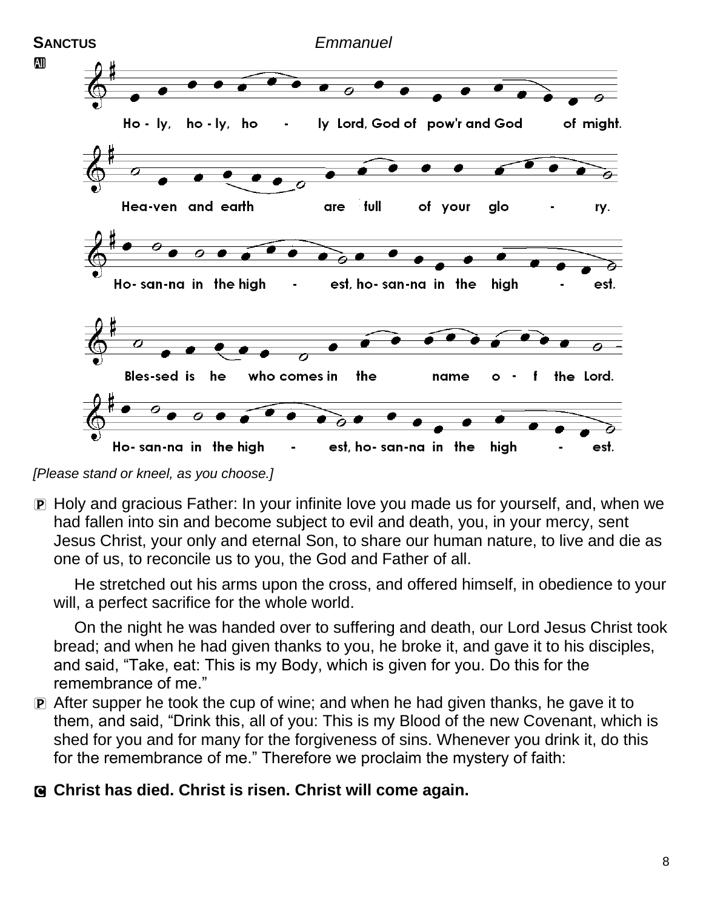**SANCTUS** *Emmanuel*

All

Ho - ly, ho - ly, ho - ly Lord, God of pow'r and God of might.

Hea-ven and earth are full of your glo - ry.

Ho- san-na in the high - est, ho- san-na in the high - est.

Bles-sed is he who comes in the name o - f the Lord.

Ho- san-na in the high - est, ho- san-na in the high - est.

*[Please stand or kneel, as you choose.]*

P Holy and gracious Father: In your infinite love you made us for yourself, and, when we had fallen into sin and become subject to evil and death, you, in your mercy, sent Jesus Christ, your only and eternal Son, to share our human nature, to live and die as one of us, to reconcile us to you, the God and Father of all.

He stretched out his arms upon the cross, and offered himself, in obedience to your will, a perfect sacrifice for the whole world.

On the night he was handed over to suffering and death, our Lord Jesus Christ took bread; and when he had given thanks to you, he broke it, and gave it to his disciples, and said, "Take, eat: This is my Body, which is given for you. Do this for the remembrance of me."

P After supper he took the cup of wine; and when he had given thanks, he gave it to them, and said, "Drink this, all of you: This is my Blood of the new Covenant, which is shed for you and for many for the forgiveness of sins. Whenever you drink it, do this for the remembrance of me." Therefore we proclaim the mystery of faith:

C **Christ has died. Christ is risen. Christ will come again.**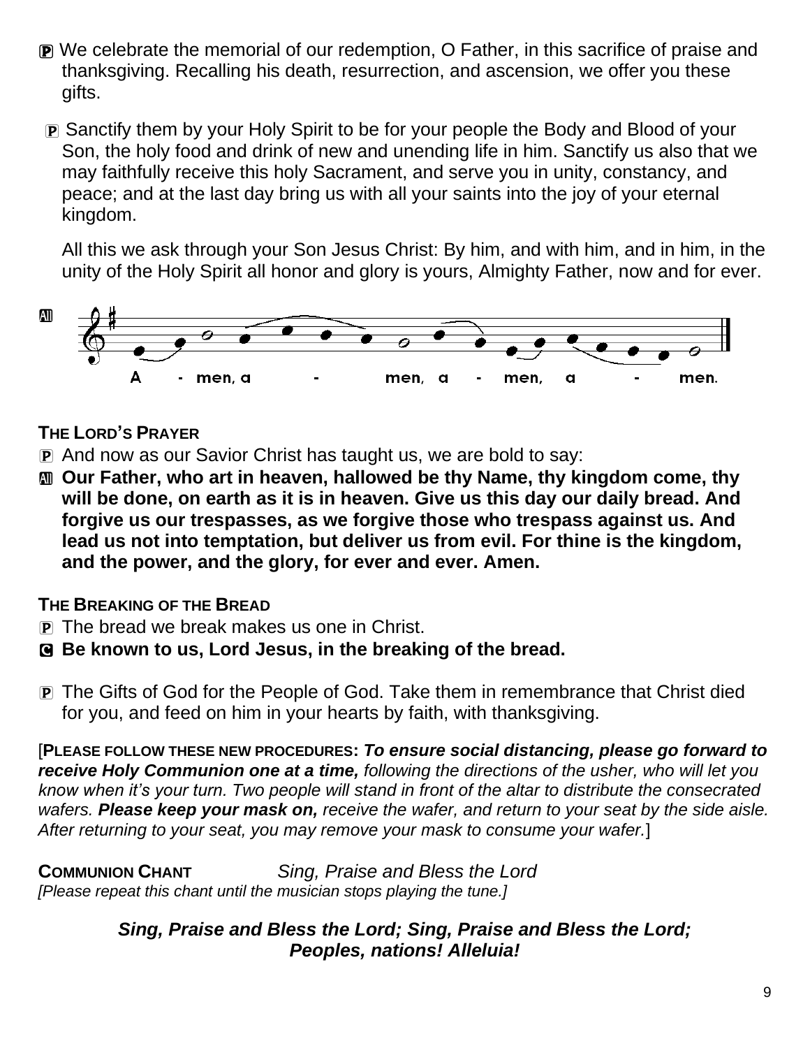P We celebrate the memorial of our redemption, O Father, in this sacrifice of praise and thanksgiving. Recalling his death, resurrection, and ascension, we offer you these gifts.

P Sanctify them by your Holy Spirit to be for your people the Body and Blood of your Son, the holy food and drink of new and unending life in him. Sanctify us also that we may faithfully receive this holy Sacrament, and serve you in unity, constancy, and peace; and at the last day bring us with all your saints into the joy of your eternal kingdom.

All this we ask through your Son Jesus Christ: By him, and with him, and in him, in the unity of the Holy Spirit all honor and glory is yours, Almighty Father, now and for ever.

All A - men, a - men, a - men, a - men.

**THE LORD'S PRAYER**

P And now as our Savior Christ has taught us, we are bold to say:

All **Our Father, who art in heaven, hallowed be thy Name, thy kingdom come, thy will be done, on earth as it is in heaven. Give us this day our daily bread. And forgive us our trespasses, as we forgive those who trespass against us. And lead us not into temptation, but deliver us from evil. For thine is the kingdom, and the power, and the glory, for ever and ever. Amen.**

**THE BREAKING OF THE BREAD**

P The bread we break makes us one in Christ.

C **Be known to us, Lord Jesus, in the breaking of the bread.**

P The Gifts of God for the People of God. Take them in remembrance that Christ died for you, and feed on him in your hearts by faith, with thanksgiving.

[**PLEASE FOLLOW THESE NEW PROCEDURES:** ***To ensure social distancing, please go forward to receive Holy Communion one at a time,*** *following the directions of the usher, who will let you know when it's your turn. Two people will stand in front of the altar to distribute the consecrated wafers.* ***Please keep your mask on,*** *receive the wafer, and return to your seat by the side aisle. After returning to your seat, you may remove your mask to consume your wafer.*]

**COMMUNION CHANT** *Sing, Praise and Bless the Lord*

*[Please repeat this chant until the musician stops playing the tune.]*

***Sing, Praise and Bless the Lord; Sing, Praise and Bless the Lord; Peoples, nations! Alleluia!***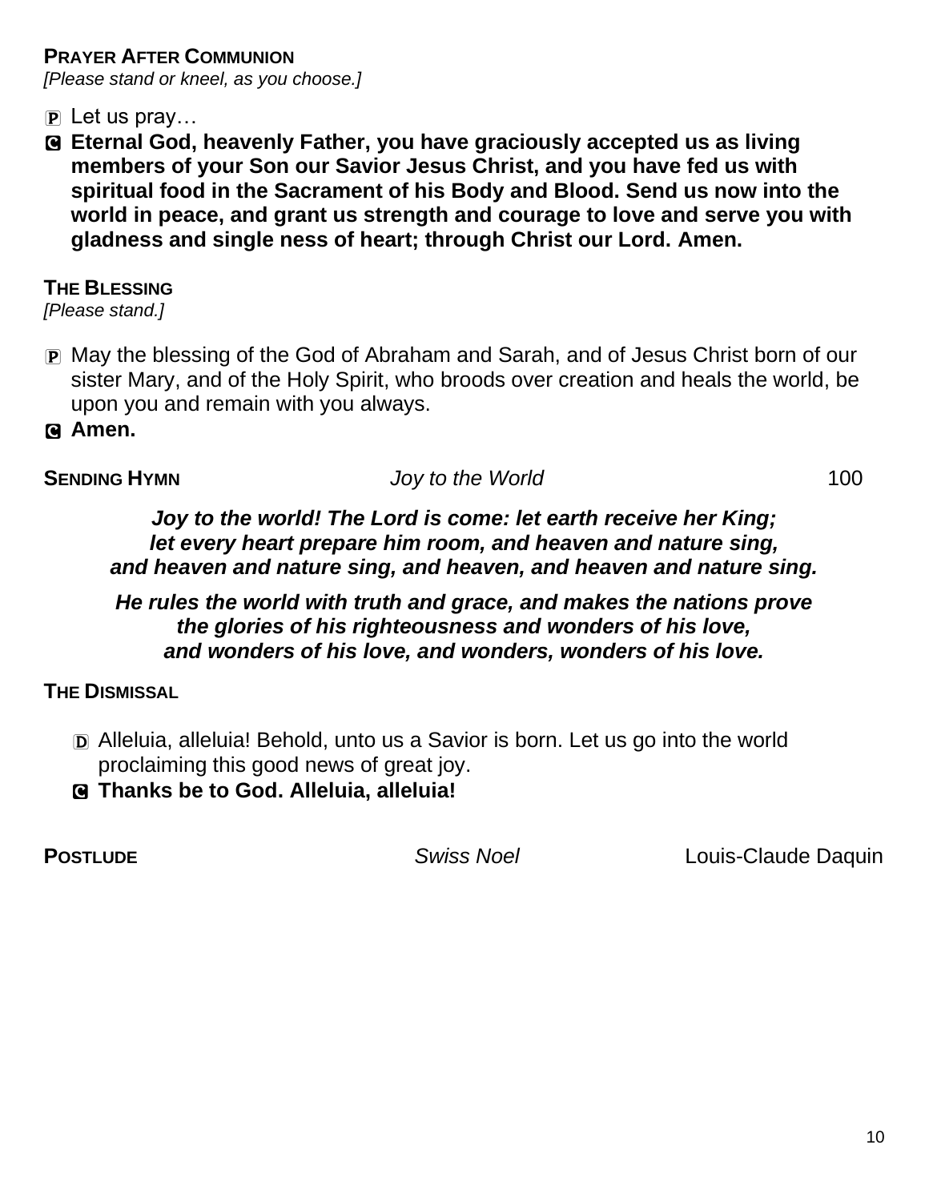**PRAYER AFTER COMMUNION**
*[Please stand or kneel, as you choose.]*

P Let us pray…

C **Eternal God, heavenly Father, you have graciously accepted us as living members of your Son our Savior Jesus Christ, and you have fed us with spiritual food in the Sacrament of his Body and Blood. Send us now into the world in peace, and grant us strength and courage to love and serve you with gladness and single ness of heart; through Christ our Lord. Amen.**

**THE BLESSING**
*[Please stand.]*

P May the blessing of the God of Abraham and Sarah, and of Jesus Christ born of our sister Mary, and of the Holy Spirit, who broods over creation and heals the world, be upon you and remain with you always.

C **Amen.**

**SENDING HYMN** *Joy to the World* 100

***Joy to the world! The Lord is come: let earth receive her King;
let every heart prepare him room, and heaven and nature sing,
and heaven and nature sing, and heaven, and heaven and nature sing.***

***He rules the world with truth and grace, and makes the nations prove
the glories of his righteousness and wonders of his love,
and wonders of his love, and wonders, wonders of his love.***

**THE DISMISSAL**

D Alleluia, alleluia! Behold, unto us a Savior is born. Let us go into the world proclaiming this good news of great joy.

C **Thanks be to God. Alleluia, alleluia!**

**POSTLUDE** *Swiss Noel* Louis-Claude Daquin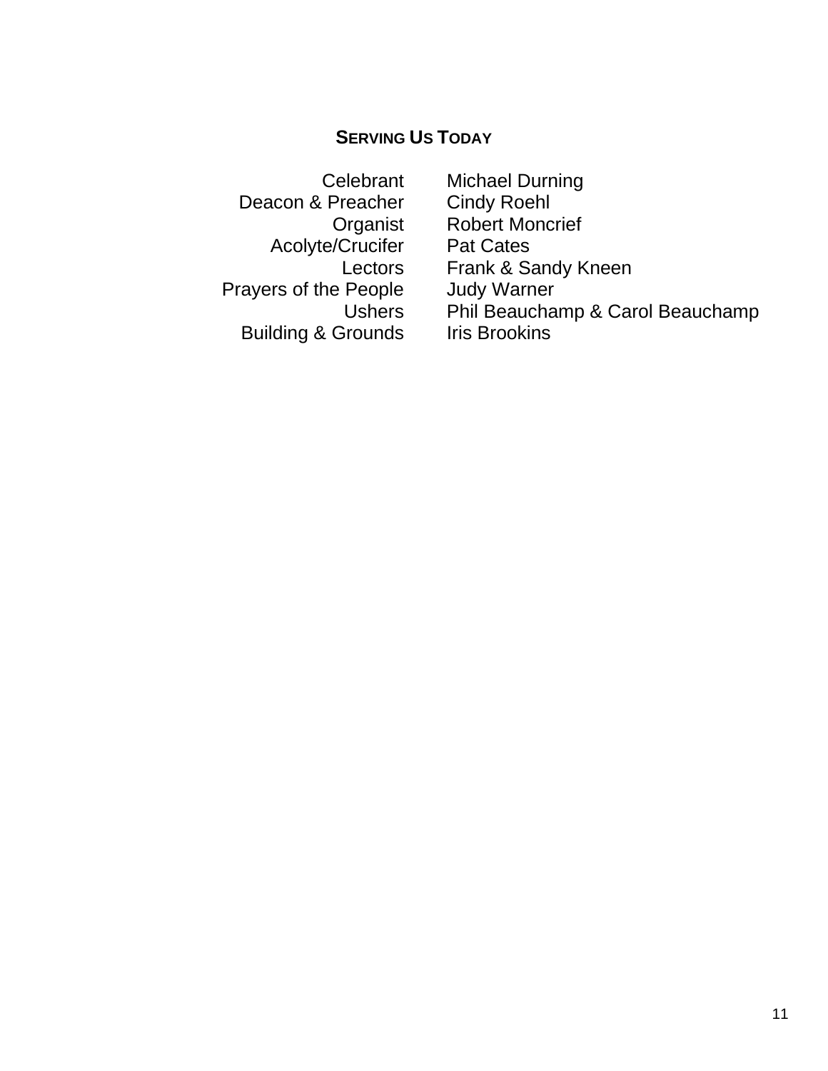## SERVING US TODAY

| | |
|---|---|
| Celebrant | Michael Durning |
| Deacon & Preacher | Cindy Roehl |
| Organist | Robert Moncrief |
| Acolyte/Crucifer | Pat Cates |
| Lectors | Frank & Sandy Kneen |
| Prayers of the People | Judy Warner |
| Ushers | Phil Beauchamp & Carol Beauchamp |
| Building & Grounds | Iris Brookins |